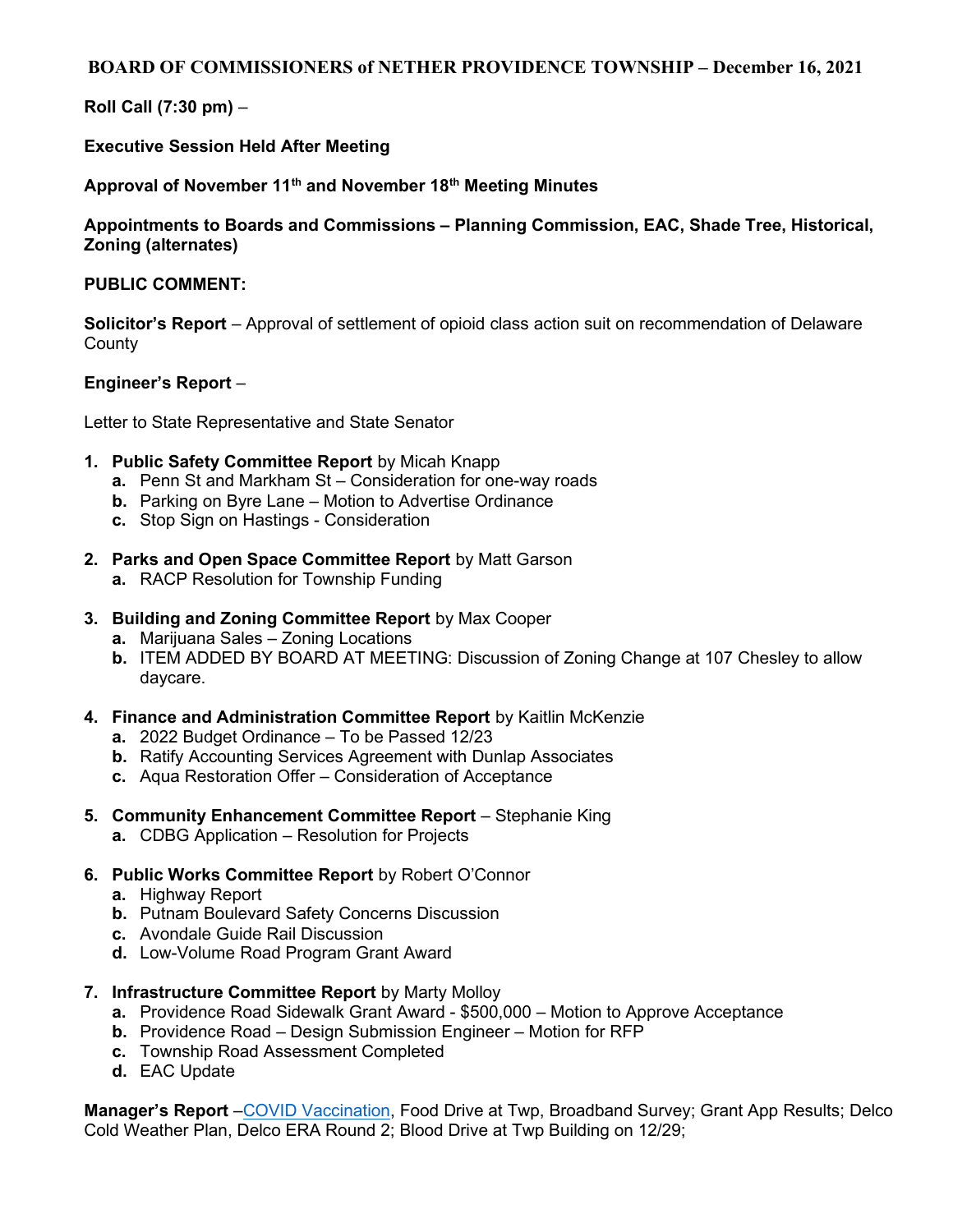# BOARD OF COMMISSIONERS of NETHER PROVIDENCE TOWNSHIP – December 16, 2021

**Roll Call (7:30 pm)** –

**Executive Session Held After Meeting**

**Approval of November 11th and November 18th Meeting Minutes**

**Appointments to Boards and Commissions – Planning Commission, EAC, Shade Tree, Historical, Zoning (alternates)**

**PUBLIC COMMENT:**

**Solicitor's Report** – Approval of settlement of opioid class action suit on recommendation of Delaware County

**Engineer's Report** –

Letter to State Representative and State Senator

1. **Public Safety Committee Report** by Micah Knapp
   - **a.** Penn St and Markham St – Consideration for one-way roads
   - **b.** Parking on Byre Lane – Motion to Advertise Ordinance
   - **c.** Stop Sign on Hastings - Consideration

2. **Parks and Open Space Committee Report** by Matt Garson
   - **a.** RACP Resolution for Township Funding

3. **Building and Zoning Committee Report** by Max Cooper
   - **a.** Marijuana Sales – Zoning Locations
   - **b.** ITEM ADDED BY BOARD AT MEETING: Discussion of Zoning Change at 107 Chesley to allow daycare.

4. **Finance and Administration Committee Report** by Kaitlin McKenzie
   - **a.** 2022 Budget Ordinance – To be Passed 12/23
   - **b.** Ratify Accounting Services Agreement with Dunlap Associates
   - **c.** Aqua Restoration Offer – Consideration of Acceptance

5. **Community Enhancement Committee Report** – Stephanie King
   - **a.** CDBG Application – Resolution for Projects

6. **Public Works Committee Report** by Robert O'Connor
   - **a.** Highway Report
   - **b.** Putnam Boulevard Safety Concerns Discussion
   - **c.** Avondale Guide Rail Discussion
   - **d.** Low-Volume Road Program Grant Award

7. **Infrastructure Committee Report** by Marty Molloy
   - **a.** Providence Road Sidewalk Grant Award - $500,000 – Motion to Approve Acceptance
   - **b.** Providence Road – Design Submission Engineer – Motion for RFP
   - **c.** Township Road Assessment Completed
   - **d.** EAC Update

**Manager's Report** –COVID Vaccination, Food Drive at Twp, Broadband Survey; Grant App Results; Delco Cold Weather Plan, Delco ERA Round 2; Blood Drive at Twp Building on 12/29;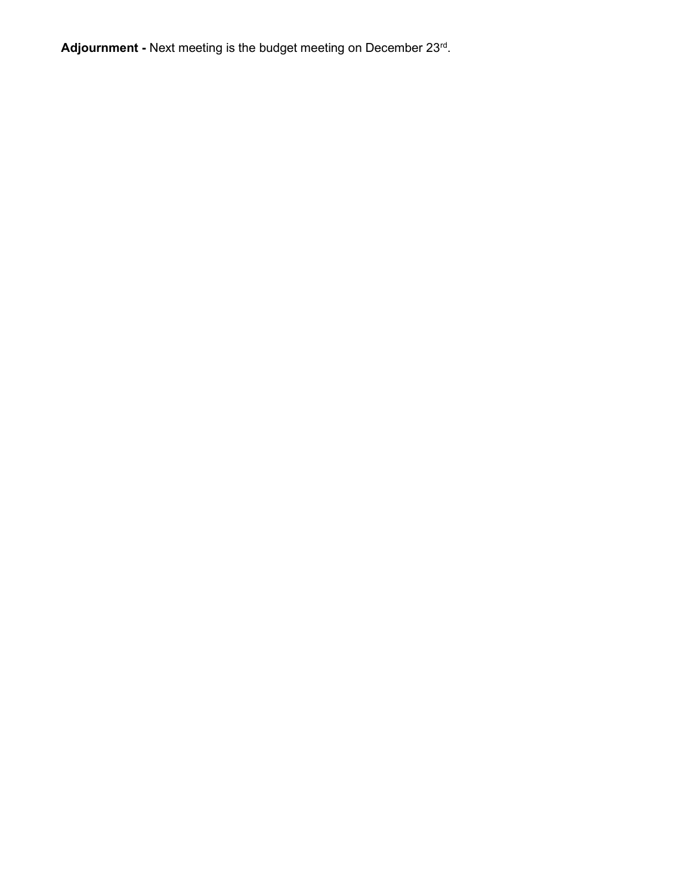**Adjournment -** Next meeting is the budget meeting on December 23rd.